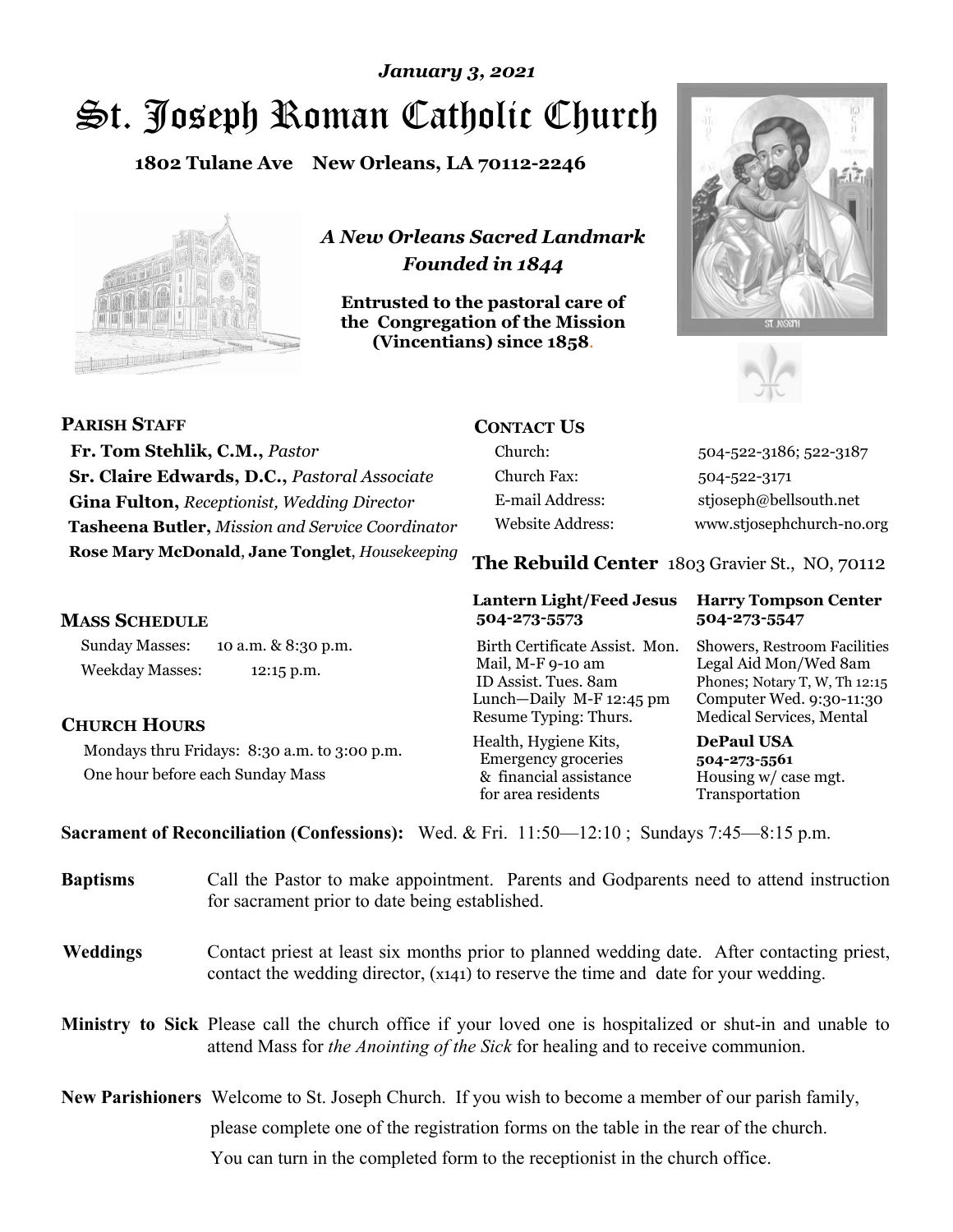*January 3, 2021*

# St. Joseph Roman Catholic Church

**1802 Tulane Ave New Orleans, LA 70112-2246**

*A New Orleans Sacred Landmark*
*Founded in 1844*

**Entrusted to the pastoral care of the Congregation of the Mission (Vincentians) since 1858.**

## PARISH STAFF

**Fr. Tom Stehlik, C.M.,** *Pastor*
**Sr. Claire Edwards, D.C.,** *Pastoral Associate*
**Gina Fulton,** *Receptionist, Wedding Director*
**Tasheena Butler,** *Mission and Service Coordinator*
**Rose Mary McDonald**, **Jane Tonglet**, *Housekeeping*

## CONTACT US

| | |
|---|---|
| Church: | 504-522-3186; 522-3187 |
| Church Fax: | 504-522-3171 |
| E-mail Address: | stjoseph@bellsouth.net |
| Website Address: | www.stjosephchurch-no.org |

## MASS SCHEDULE

Sunday Masses: 10 a.m. & 8:30 p.m.
Weekday Masses: 12:15 p.m.

## CHURCH HOURS

Mondays thru Fridays: 8:30 a.m. to 3:00 p.m.
One hour before each Sunday Mass

## The Rebuild Center 1803 Gravier St., NO, 70112

| **Lantern Light/Feed Jesus 504-273-5573** | **Harry Tompson Center 504-273-5547** |
|---|---|
| Birth Certificate Assist. Mon. Mail, M-F 9-10 am ID Assist. Tues. 8am Lunch—Daily M-F 12:45 pm Resume Typing: Thurs. | Showers, Restroom Facilities Legal Aid Mon/Wed 8am Phones; Notary T, W, Th 12:15 Computer Wed. 9:30-11:30 Medical Services, Mental |
| Health, Hygiene Kits, Emergency groceries & financial assistance for area residents | **DePaul USA 504-273-5561** Housing w/ case mgt. Transportation |

**Sacrament of Reconciliation (Confessions):** Wed. & Fri. 11:50—12:10 ; Sundays 7:45—8:15 p.m.

**Baptisms** Call the Pastor to make appointment. Parents and Godparents need to attend instruction for sacrament prior to date being established.

**Weddings** Contact priest at least six months prior to planned wedding date. After contacting priest, contact the wedding director, (x141) to reserve the time and date for your wedding.

**Ministry to Sick** Please call the church office if your loved one is hospitalized or shut-in and unable to attend Mass for *the Anointing of the Sick* for healing and to receive communion.

**New Parishioners** Welcome to St. Joseph Church. If you wish to become a member of our parish family, please complete one of the registration forms on the table in the rear of the church. You can turn in the completed form to the receptionist in the church office.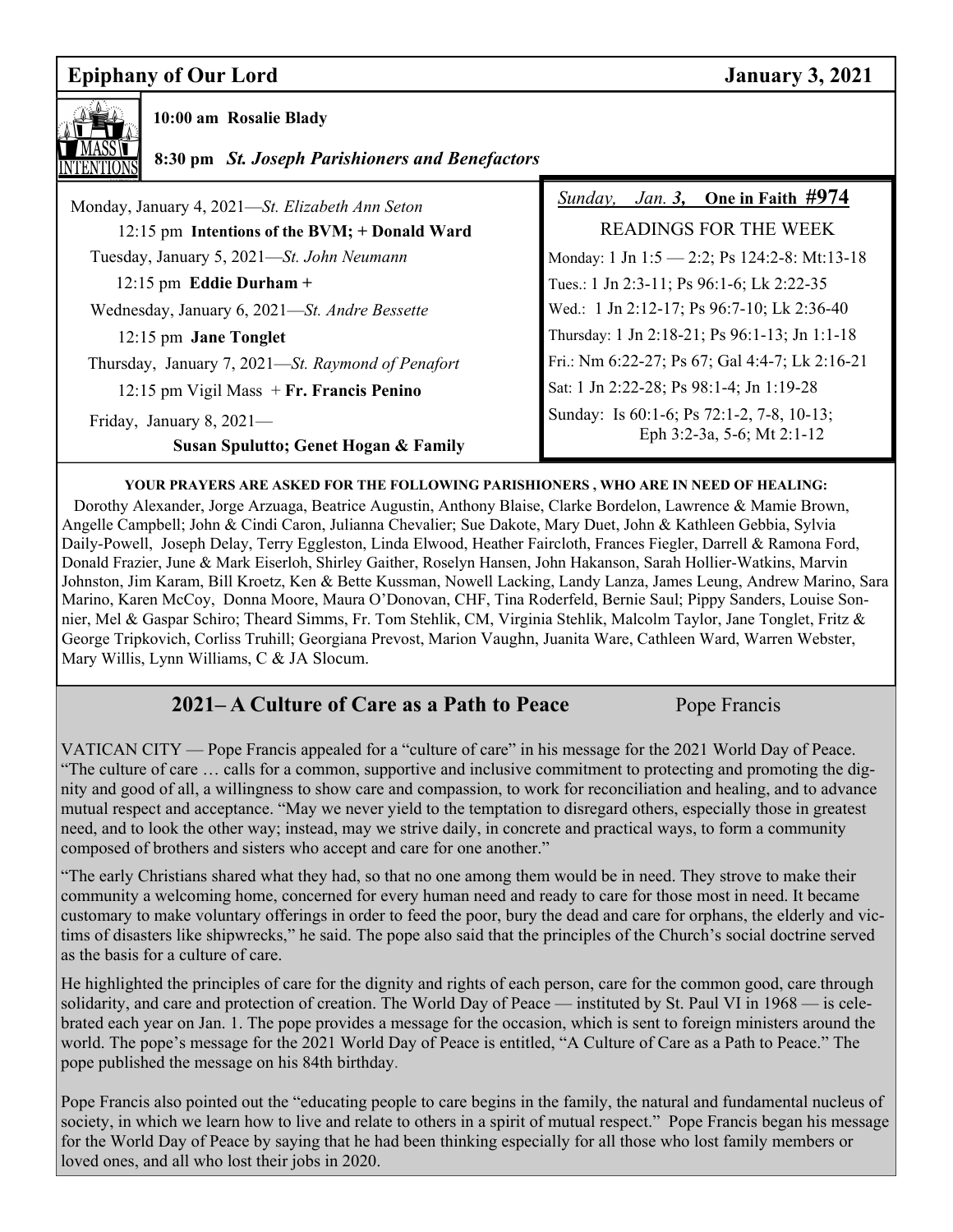## Epiphany of Our Lord — January 3, 2021

**MASS INTENTIONS**

**10:00 am Rosalie Blady**

**8:30 pm** ***St. Joseph Parishioners and Benefactors***

Monday, January 4, 2021—*St. Elizabeth Ann Seton*
12:15 pm **Intentions of the BVM; + Donald Ward**

Tuesday, January 5, 2021—*St. John Neumann*
12:15 pm **Eddie Durham +**

Wednesday, January 6, 2021—*St. Andre Bessette*
12:15 pm **Jane Tonglet**

Thursday, January 7, 2021—*St. Raymond of Penafort*
12:15 pm Vigil Mass + **Fr. Francis Penino**

Friday, January 8, 2021—
**Susan Spulutto; Genet Hogan & Family**

*Sunday, Jan.* ***3*****, One in Faith #974**

READINGS FOR THE WEEK

Monday: 1 Jn 1:5 — 2:2; Ps 124:2-8: Mt:13-18
Tues.: 1 Jn 2:3-11; Ps 96:1-6; Lk 2:22-35
Wed.: 1 Jn 2:12-17; Ps 96:7-10; Lk 2:36-40
Thursday: 1 Jn 2:18-21; Ps 96:1-13; Jn 1:1-18
Fri.: Nm 6:22-27; Ps 67; Gal 4:4-7; Lk 2:16-21
Sat: 1 Jn 2:22-28; Ps 98:1-4; Jn 1:19-28
Sunday: Is 60:1-6; Ps 72:1-2, 7-8, 10-13; Eph 3:2-3a, 5-6; Mt 2:1-12

**YOUR PRAYERS ARE ASKED FOR THE FOLLOWING PARISHIONERS , WHO ARE IN NEED OF HEALING:**

Dorothy Alexander, Jorge Arzuaga, Beatrice Augustin, Anthony Blaise, Clarke Bordelon, Lawrence & Mamie Brown, Angelle Campbell; John & Cindi Caron, Julianna Chevalier; Sue Dakote, Mary Duet, John & Kathleen Gebbia, Sylvia Daily-Powell, Joseph Delay, Terry Eggleston, Linda Elwood, Heather Faircloth, Frances Fiegler, Darrell & Ramona Ford, Donald Frazier, June & Mark Eiserloh, Shirley Gaither, Roselyn Hansen, John Hakanson, Sarah Hollier-Watkins, Marvin Johnston, Jim Karam, Bill Kroetz, Ken & Bette Kussman, Nowell Lacking, Landy Lanza, James Leung, Andrew Marino, Sara Marino, Karen McCoy, Donna Moore, Maura O'Donovan, CHF, Tina Roderfeld, Bernie Saul; Pippy Sanders, Louise Sonnier, Mel & Gaspar Schiro; Theard Simms, Fr. Tom Stehlik, CM, Virginia Stehlik, Malcolm Taylor, Jane Tonglet, Fritz & George Tripkovich, Corliss Truhill; Georgiana Prevost, Marion Vaughn, Juanita Ware, Cathleen Ward, Warren Webster, Mary Willis, Lynn Williams, C & JA Slocum.

## 2021– A Culture of Care as a Path to Peace — Pope Francis

VATICAN CITY — Pope Francis appealed for a "culture of care" in his message for the 2021 World Day of Peace. "The culture of care … calls for a common, supportive and inclusive commitment to protecting and promoting the dignity and good of all, a willingness to show care and compassion, to work for reconciliation and healing, and to advance mutual respect and acceptance. "May we never yield to the temptation to disregard others, especially those in greatest need, and to look the other way; instead, may we strive daily, in concrete and practical ways, to form a community composed of brothers and sisters who accept and care for one another."

"The early Christians shared what they had, so that no one among them would be in need. They strove to make their community a welcoming home, concerned for every human need and ready to care for those most in need. It became customary to make voluntary offerings in order to feed the poor, bury the dead and care for orphans, the elderly and victims of disasters like shipwrecks," he said. The pope also said that the principles of the Church's social doctrine served as the basis for a culture of care.

He highlighted the principles of care for the dignity and rights of each person, care for the common good, care through solidarity, and care and protection of creation. The World Day of Peace — instituted by St. Paul VI in 1968 — is celebrated each year on Jan. 1. The pope provides a message for the occasion, which is sent to foreign ministers around the world. The pope's message for the 2021 World Day of Peace is entitled, "A Culture of Care as a Path to Peace." The pope published the message on his 84th birthday.

Pope Francis also pointed out the "educating people to care begins in the family, the natural and fundamental nucleus of society, in which we learn how to live and relate to others in a spirit of mutual respect." Pope Francis began his message for the World Day of Peace by saying that he had been thinking especially for all those who lost family members or loved ones, and all who lost their jobs in 2020.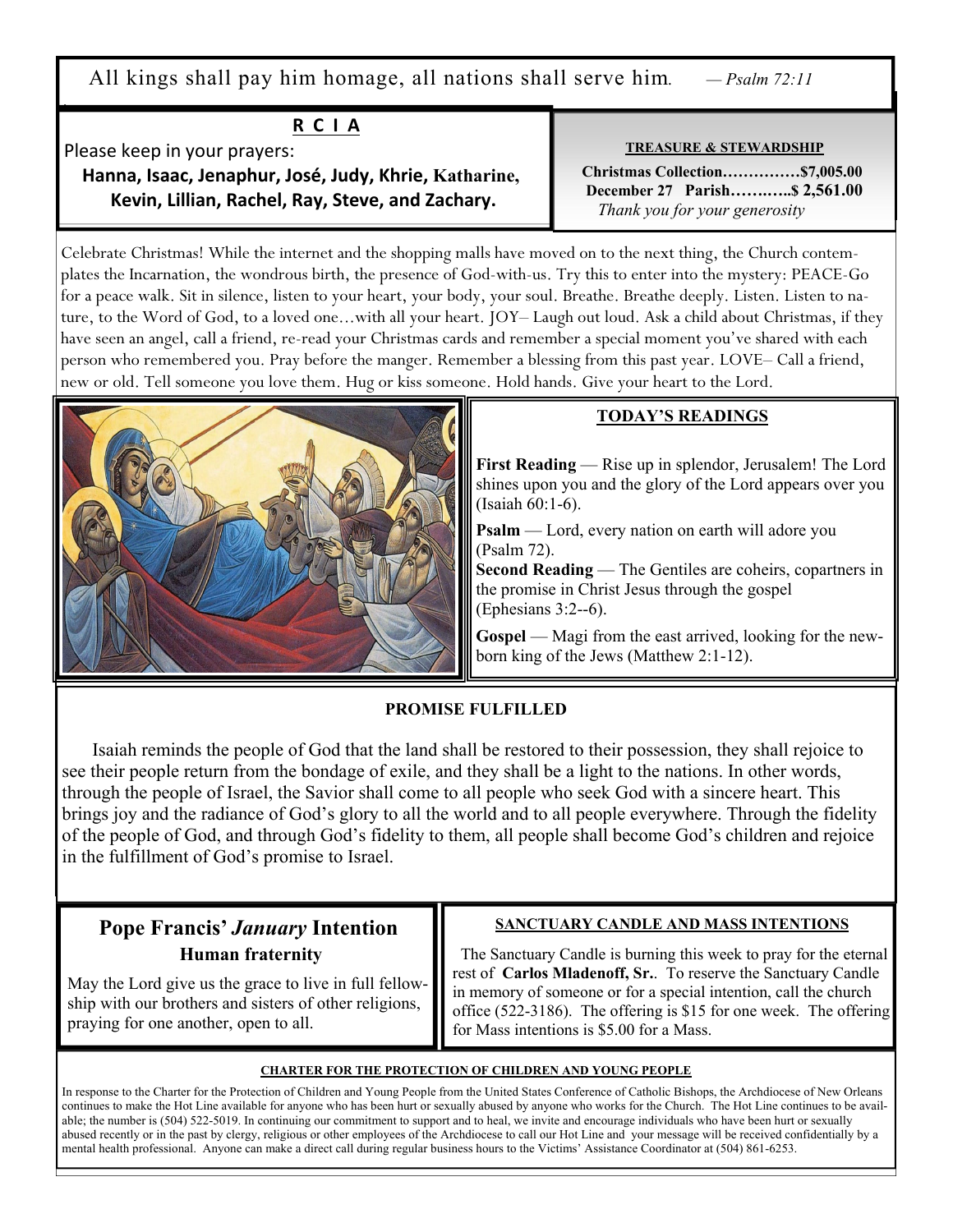All kings shall pay him homage, all nations shall serve him. — *Psalm 72:11*

## R C I A

Please keep in your prayers:

**Hanna, Isaac, Jenaphur, José, Judy, Khrie, Katharine, Kevin, Lillian, Rachel, Ray, Steve, and Zachary.**

## TREASURE & STEWARDSHIP

**Christmas Collection……………$7,005.00**

**December 27 Parish……..…..$ 2,561.00**

*Thank you for your generosity*

Celebrate Christmas! While the internet and the shopping malls have moved on to the next thing, the Church contemplates the Incarnation, the wondrous birth, the presence of God-with-us. Try this to enter into the mystery: PEACE-Go for a peace walk. Sit in silence, listen to your heart, your body, your soul. Breathe. Breathe deeply. Listen. Listen to nature, to the Word of God, to a loved one…with all your heart. JOY– Laugh out loud. Ask a child about Christmas, if they have seen an angel, call a friend, re-read your Christmas cards and remember a special moment you've shared with each person who remembered you. Pray before the manger. Remember a blessing from this past year. LOVE– Call a friend, new or old. Tell someone you love them. Hug or kiss someone. Hold hands. Give your heart to the Lord.

## TODAY'S READINGS

**First Reading** — Rise up in splendor, Jerusalem! The Lord shines upon you and the glory of the Lord appears over you (Isaiah 60:1-6).

**Psalm** — Lord, every nation on earth will adore you (Psalm 72).

**Second Reading** — The Gentiles are coheirs, copartners in the promise in Christ Jesus through the gospel (Ephesians 3:2--6).

**Gospel** — Magi from the east arrived, looking for the newborn king of the Jews (Matthew 2:1-12).

## PROMISE FULFILLED

Isaiah reminds the people of God that the land shall be restored to their possession, they shall rejoice to see their people return from the bondage of exile, and they shall be a light to the nations. In other words, through the people of Israel, the Savior shall come to all people who seek God with a sincere heart. This brings joy and the radiance of God's glory to all the world and to all people everywhere. Through the fidelity of the people of God, and through God's fidelity to them, all people shall become God's children and rejoice in the fulfillment of God's promise to Israel.

## Pope Francis' *January* Intention

### Human fraternity

May the Lord give us the grace to live in full fellowship with our brothers and sisters of other religions, praying for one another, open to all.

## SANCTUARY CANDLE AND MASS INTENTIONS

The Sanctuary Candle is burning this week to pray for the eternal rest of **Carlos Mladenoff, Sr.**. To reserve the Sanctuary Candle in memory of someone or for a special intention, call the church office (522-3186). The offering is $15 for one week. The offering for Mass intentions is $5.00 for a Mass.

## CHARTER FOR THE PROTECTION OF CHILDREN AND YOUNG PEOPLE

In response to the Charter for the Protection of Children and Young People from the United States Conference of Catholic Bishops, the Archdiocese of New Orleans continues to make the Hot Line available for anyone who has been hurt or sexually abused by anyone who works for the Church. The Hot Line continues to be available; the number is (504) 522-5019. In continuing our commitment to support and to heal, we invite and encourage individuals who have been hurt or sexually abused recently or in the past by clergy, religious or other employees of the Archdiocese to call our Hot Line and your message will be received confidentially by a mental health professional. Anyone can make a direct call during regular business hours to the Victims' Assistance Coordinator at (504) 861-6253.